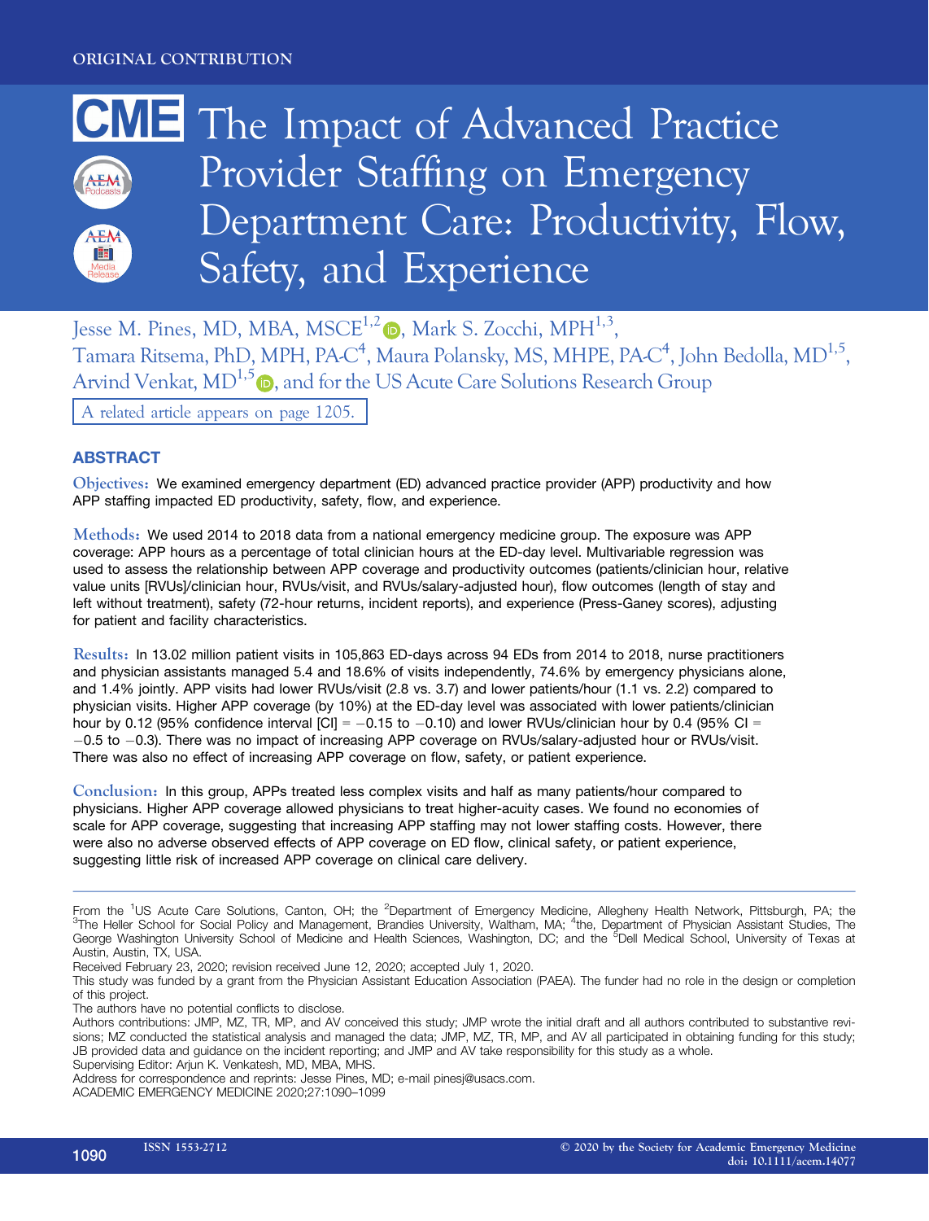ORIGINAL CONTRIBUTION

# The Impact of Advanced Practice Provider Staffing on Emergency Department Care: Productivity, Flow, Safety, and Experience

Jesse M. Pines, MD, MBA, MSCE[1,2], Mark S. Zocchi, MPH[1,3], Tamara Ritsema, PhD, MPH, PA-C[4], Maura Polansky, MS, MHPE, PA-C[4], John Bedolla, MD[1,5], Arvind Venkat, MD[1,5], and for the US Acute Care Solutions Research Group

A related article appears on page 1205.

## ABSTRACT

**Objectives:** We examined emergency department (ED) advanced practice provider (APP) productivity and how APP staffing impacted ED productivity, safety, flow, and experience.

**Methods:** We used 2014 to 2018 data from a national emergency medicine group. The exposure was APP coverage: APP hours as a percentage of total clinician hours at the ED-day level. Multivariable regression was used to assess the relationship between APP coverage and productivity outcomes (patients/clinician hour, relative value units [RVUs]/clinician hour, RVUs/visit, and RVUs/salary-adjusted hour), flow outcomes (length of stay and left without treatment), safety (72-hour returns, incident reports), and experience (Press-Ganey scores), adjusting for patient and facility characteristics.

**Results:** In 13.02 million patient visits in 105,863 ED-days across 94 EDs from 2014 to 2018, nurse practitioners and physician assistants managed 5.4 and 18.6% of visits independently, 74.6% by emergency physicians alone, and 1.4% jointly. APP visits had lower RVUs/visit (2.8 vs. 3.7) and lower patients/hour (1.1 vs. 2.2) compared to physician visits. Higher APP coverage (by 10%) at the ED-day level was associated with lower patients/clinician hour by 0.12 (95% confidence interval [CI] = −0.15 to −0.10) and lower RVUs/clinician hour by 0.4 (95% CI = −0.5 to −0.3). There was no impact of increasing APP coverage on RVUs/salary-adjusted hour or RVUs/visit. There was also no effect of increasing APP coverage on flow, safety, or patient experience.

**Conclusion:** In this group, APPs treated less complex visits and half as many patients/hour compared to physicians. Higher APP coverage allowed physicians to treat higher-acuity cases. We found no economies of scale for APP coverage, suggesting that increasing APP staffing may not lower staffing costs. However, there were also no adverse observed effects of APP coverage on ED flow, clinical safety, or patient experience, suggesting little risk of increased APP coverage on clinical care delivery.

---

From the [1]US Acute Care Solutions, Canton, OH; the [2]Department of Emergency Medicine, Allegheny Health Network, Pittsburgh, PA; the [3]The Heller School for Social Policy and Management, Brandies University, Waltham, MA; [4]the, Department of Physician Assistant Studies, The George Washington University School of Medicine and Health Sciences, Washington, DC; and the [5]Dell Medical School, University of Texas at Austin, Austin, TX, USA.

Received February 23, 2020; revision received June 12, 2020; accepted July 1, 2020.

This study was funded by a grant from the Physician Assistant Education Association (PAEA). The funder had no role in the design or completion of this project.

The authors have no potential conflicts to disclose.

Authors contributions: JMP, MZ, TR, MP, and AV conceived this study; JMP wrote the initial draft and all authors contributed to substantive revisions; MZ conducted the statistical analysis and managed the data; JMP, MZ, TR, MP, and AV all participated in obtaining funding for this study; JB provided data and guidance on the incident reporting; and JMP and AV take responsibility for this study as a whole.

Supervising Editor: Arjun K. Venkatesh, MD, MBA, MHS.

Address for correspondence and reprints: Jesse Pines, MD; e-mail pinesj@usacs.com.

ISSN 1553-2712

© 2020 by the Society for Academic Emergency Medicine
doi: 10.1111/acem.14077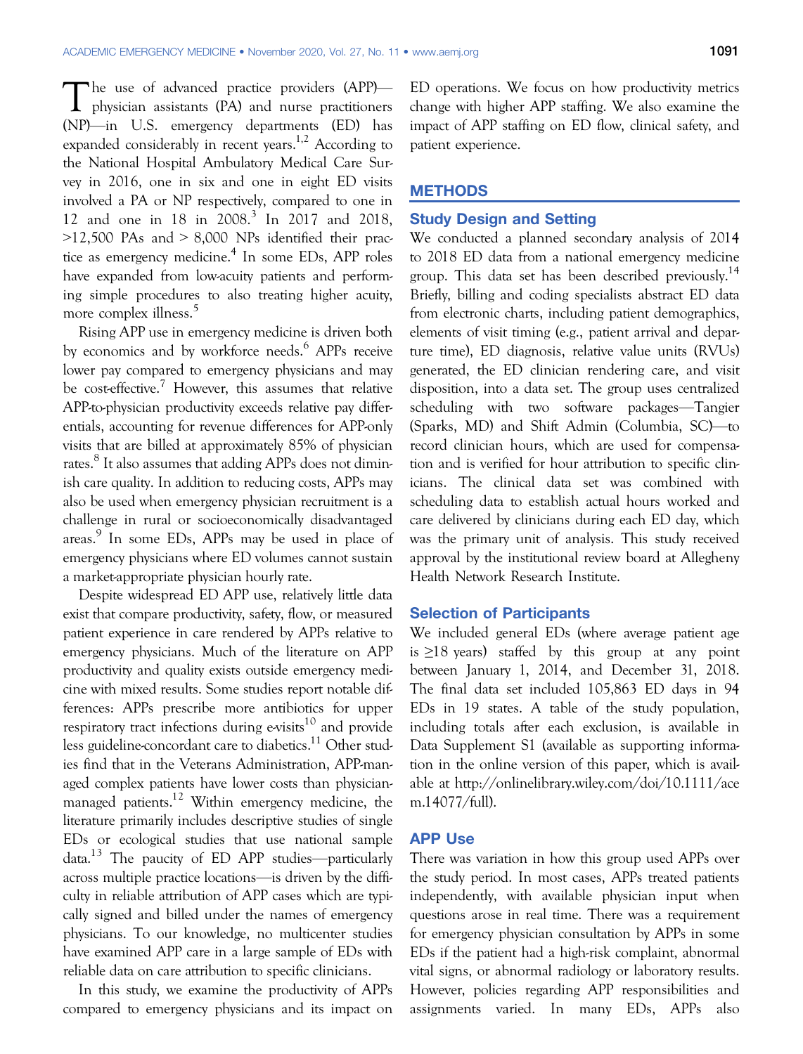The use of advanced practice providers (APP)—physician assistants (PA) and nurse practitioners (NP)—in U.S. emergency departments (ED) has expanded considerably in recent years.[1,2] According to the National Hospital Ambulatory Medical Care Survey in 2016, one in six and one in eight ED visits involved a PA or NP respectively, compared to one in 12 and one in 18 in 2008.[3] In 2017 and 2018, >12,500 PAs and > 8,000 NPs identified their practice as emergency medicine.[4] In some EDs, APP roles have expanded from low-acuity patients and performing simple procedures to also treating higher acuity, more complex illness.[5]

Rising APP use in emergency medicine is driven both by economics and by workforce needs.[6] APPs receive lower pay compared to emergency physicians and may be cost-effective.[7] However, this assumes that relative APP-to-physician productivity exceeds relative pay differentials, accounting for revenue differences for APP-only visits that are billed at approximately 85% of physician rates.[8] It also assumes that adding APPs does not diminish care quality. In addition to reducing costs, APPs may also be used when emergency physician recruitment is a challenge in rural or socioeconomically disadvantaged areas.[9] In some EDs, APPs may be used in place of emergency physicians where ED volumes cannot sustain a market-appropriate physician hourly rate.

Despite widespread ED APP use, relatively little data exist that compare productivity, safety, flow, or measured patient experience in care rendered by APPs relative to emergency physicians. Much of the literature on APP productivity and quality exists outside emergency medicine with mixed results. Some studies report notable differences: APPs prescribe more antibiotics for upper respiratory tract infections during e-visits[10] and provide less guideline-concordant care to diabetics.[11] Other studies find that in the Veterans Administration, APP-managed complex patients have lower costs than physician-managed patients.[12] Within emergency medicine, the literature primarily includes descriptive studies of single EDs or ecological studies that use national sample data.[13] The paucity of ED APP studies—particularly across multiple practice locations—is driven by the difficulty in reliable attribution of APP cases which are typically signed and billed under the names of emergency physicians. To our knowledge, no multicenter studies have examined APP care in a large sample of EDs with reliable data on care attribution to specific clinicians.

In this study, we examine the productivity of APPs compared to emergency physicians and its impact on ED operations. We focus on how productivity metrics change with higher APP staffing. We also examine the impact of APP staffing on ED flow, clinical safety, and patient experience.

## METHODS

### Study Design and Setting

We conducted a planned secondary analysis of 2014 to 2018 ED data from a national emergency medicine group. This data set has been described previously.[14] Briefly, billing and coding specialists abstract ED data from electronic charts, including patient demographics, elements of visit timing (e.g., patient arrival and departure time), ED diagnosis, relative value units (RVUs) generated, the ED clinician rendering care, and visit disposition, into a data set. The group uses centralized scheduling with two software packages—Tangier (Sparks, MD) and Shift Admin (Columbia, SC)—to record clinician hours, which are used for compensation and is verified for hour attribution to specific clinicians. The clinical data set was combined with scheduling data to establish actual hours worked and care delivered by clinicians during each ED day, which was the primary unit of analysis. This study received approval by the institutional review board at Allegheny Health Network Research Institute.

### Selection of Participants

We included general EDs (where average patient age is ≥18 years) staffed by this group at any point between January 1, 2014, and December 31, 2018. The final data set included 105,863 ED days in 94 EDs in 19 states. A table of the study population, including totals after each exclusion, is available in Data Supplement S1 (available as supporting information in the online version of this paper, which is available at http://onlinelibrary.wiley.com/doi/10.1111/acem.14077/full).

### APP Use

There was variation in how this group used APPs over the study period. In most cases, APPs treated patients independently, with available physician input when questions arose in real time. There was a requirement for emergency physician consultation by APPs in some EDs if the patient had a high-risk complaint, abnormal vital signs, or abnormal radiology or laboratory results. However, policies regarding APP responsibilities and assignments varied. In many EDs, APPs also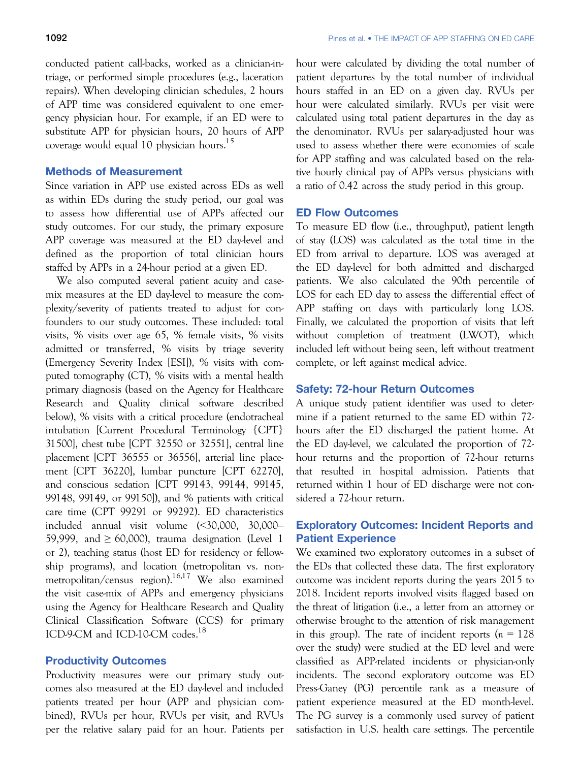conducted patient call-backs, worked as a clinician-in-triage, or performed simple procedures (e.g., laceration repairs). When developing clinician schedules, 2 hours of APP time was considered equivalent to one emergency physician hour. For example, if an ED were to substitute APP for physician hours, 20 hours of APP coverage would equal 10 physician hours.[15]

## Methods of Measurement

Since variation in APP use existed across EDs as well as within EDs during the study period, our goal was to assess how differential use of APPs affected our study outcomes. For our study, the primary exposure APP coverage was measured at the ED day-level and defined as the proportion of total clinician hours staffed by APPs in a 24-hour period at a given ED.

We also computed several patient acuity and case-mix measures at the ED day-level to measure the complexity/severity of patients treated to adjust for confounders to our study outcomes. These included: total visits, % visits over age 65, % female visits, % visits admitted or transferred, % visits by triage severity (Emergency Severity Index [ESI]), % visits with computed tomography (CT), % visits with a mental health primary diagnosis (based on the Agency for Healthcare Research and Quality clinical software described below), % visits with a critical procedure (endotracheal intubation [Current Procedural Terminology {CPT} 31500], chest tube [CPT 32550 or 32551], central line placement [CPT 36555 or 36556], arterial line placement [CPT 36220], lumbar puncture [CPT 62270], and conscious sedation [CPT 99143, 99144, 99145, 99148, 99149, or 99150]), and % patients with critical care time (CPT 99291 or 99292). ED characteristics included annual visit volume (<30,000, 30,000–59,999, and ≥ 60,000), trauma designation (Level 1 or 2), teaching status (host ED for residency or fellowship programs), and location (metropolitan vs. nonmetropolitan/census region).[16,17] We also examined the visit case-mix of APPs and emergency physicians using the Agency for Healthcare Research and Quality Clinical Classification Software (CCS) for primary ICD-9-CM and ICD-10-CM codes.[18]

## Productivity Outcomes

Productivity measures were our primary study outcomes also measured at the ED day-level and included patients treated per hour (APP and physician combined), RVUs per hour, RVUs per visit, and RVUs per the relative salary paid for an hour. Patients per hour were calculated by dividing the total number of patient departures by the total number of individual hours staffed in an ED on a given day. RVUs per hour were calculated similarly. RVUs per visit were calculated using total patient departures in the day as the denominator. RVUs per salary-adjusted hour was used to assess whether there were economies of scale for APP staffing and was calculated based on the relative hourly clinical pay of APPs versus physicians with a ratio of 0.42 across the study period in this group.

## ED Flow Outcomes

To measure ED flow (i.e., throughput), patient length of stay (LOS) was calculated as the total time in the ED from arrival to departure. LOS was averaged at the ED day-level for both admitted and discharged patients. We also calculated the 90th percentile of LOS for each ED day to assess the differential effect of APP staffing on days with particularly long LOS. Finally, we calculated the proportion of visits that left without completion of treatment (LWOT), which included left without being seen, left without treatment complete, or left against medical advice.

## Safety: 72-hour Return Outcomes

A unique study patient identifier was used to determine if a patient returned to the same ED within 72-hours after the ED discharged the patient home. At the ED day-level, we calculated the proportion of 72-hour returns and the proportion of 72-hour returns that resulted in hospital admission. Patients that returned within 1 hour of ED discharge were not considered a 72-hour return.

## Exploratory Outcomes: Incident Reports and Patient Experience

We examined two exploratory outcomes in a subset of the EDs that collected these data. The first exploratory outcome was incident reports during the years 2015 to 2018. Incident reports involved visits flagged based on the threat of litigation (i.e., a letter from an attorney or otherwise brought to the attention of risk management in this group). The rate of incident reports ($n$ = 128 over the study) were studied at the ED level and were classified as APP-related incidents or physician-only incidents. The second exploratory outcome was ED Press-Ganey (PG) percentile rank as a measure of patient experience measured at the ED month-level. The PG survey is a commonly used survey of patient satisfaction in U.S. health care settings. The percentile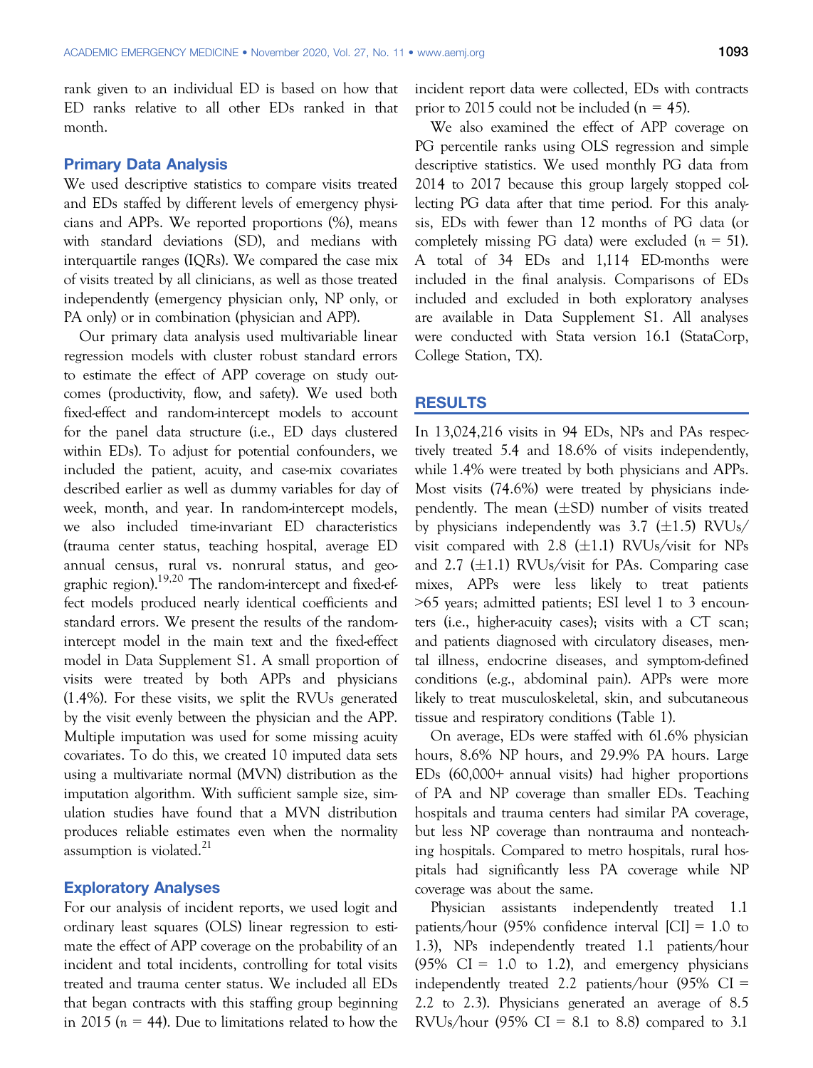rank given to an individual ED is based on how that ED ranks relative to all other EDs ranked in that month.

## Primary Data Analysis

We used descriptive statistics to compare visits treated and EDs staffed by different levels of emergency physicians and APPs. We reported proportions (%), means with standard deviations (SD), and medians with interquartile ranges (IQRs). We compared the case mix of visits treated by all clinicians, as well as those treated independently (emergency physician only, NP only, or PA only) or in combination (physician and APP).

Our primary data analysis used multivariable linear regression models with cluster robust standard errors to estimate the effect of APP coverage on study outcomes (productivity, flow, and safety). We used both fixed-effect and random-intercept models to account for the panel data structure (i.e., ED days clustered within EDs). To adjust for potential confounders, we included the patient, acuity, and case-mix covariates described earlier as well as dummy variables for day of week, month, and year. In random-intercept models, we also included time-invariant ED characteristics (trauma center status, teaching hospital, average ED annual census, rural vs. nonrural status, and geographic region).[19,20] The random-intercept and fixed-effect models produced nearly identical coefficients and standard errors. We present the results of the random-intercept model in the main text and the fixed-effect model in Data Supplement S1. A small proportion of visits were treated by both APPs and physicians (1.4%). For these visits, we split the RVUs generated by the visit evenly between the physician and the APP. Multiple imputation was used for some missing acuity covariates. To do this, we created 10 imputed data sets using a multivariate normal (MVN) distribution as the imputation algorithm. With sufficient sample size, simulation studies have found that a MVN distribution produces reliable estimates even when the normality assumption is violated.[21]

## Exploratory Analyses

For our analysis of incident reports, we used logit and ordinary least squares (OLS) linear regression to estimate the effect of APP coverage on the probability of an incident and total incidents, controlling for total visits treated and trauma center status. We included all EDs that began contracts with this staffing group beginning in 2015 ($n$ = 44). Due to limitations related to how the incident report data were collected, EDs with contracts prior to 2015 could not be included (n = 45).

We also examined the effect of APP coverage on PG percentile ranks using OLS regression and simple descriptive statistics. We used monthly PG data from 2014 to 2017 because this group largely stopped collecting PG data after that time period. For this analysis, EDs with fewer than 12 months of PG data (or completely missing PG data) were excluded ($n$ = 51). A total of 34 EDs and 1,114 ED-months were included in the final analysis. Comparisons of EDs included and excluded in both exploratory analyses are available in Data Supplement S1. All analyses were conducted with Stata version 16.1 (StataCorp, College Station, TX).

# RESULTS

In 13,024,216 visits in 94 EDs, NPs and PAs respectively treated 5.4 and 18.6% of visits independently, while 1.4% were treated by both physicians and APPs. Most visits (74.6%) were treated by physicians independently. The mean (±SD) number of visits treated by physicians independently was 3.7 (±1.5) RVUs/visit compared with 2.8 (±1.1) RVUs/visit for NPs and 2.7 (±1.1) RVUs/visit for PAs. Comparing case mixes, APPs were less likely to treat patients >65 years; admitted patients; ESI level 1 to 3 encounters (i.e., higher-acuity cases); visits with a CT scan; and patients diagnosed with circulatory diseases, mental illness, endocrine diseases, and symptom-defined conditions (e.g., abdominal pain). APPs were more likely to treat musculoskeletal, skin, and subcutaneous tissue and respiratory conditions (Table 1).

On average, EDs were staffed with 61.6% physician hours, 8.6% NP hours, and 29.9% PA hours. Large EDs (60,000+ annual visits) had higher proportions of PA and NP coverage than smaller EDs. Teaching hospitals and trauma centers had similar PA coverage, but less NP coverage than nontrauma and nonteaching hospitals. Compared to metro hospitals, rural hospitals had significantly less PA coverage while NP coverage was about the same.

Physician assistants independently treated 1.1 patients/hour (95% confidence interval [CI] = 1.0 to 1.3), NPs independently treated 1.1 patients/hour (95% CI = 1.0 to 1.2), and emergency physicians independently treated 2.2 patients/hour (95% CI = 2.2 to 2.3). Physicians generated an average of 8.5 RVUs/hour (95% CI = 8.1 to 8.8) compared to 3.1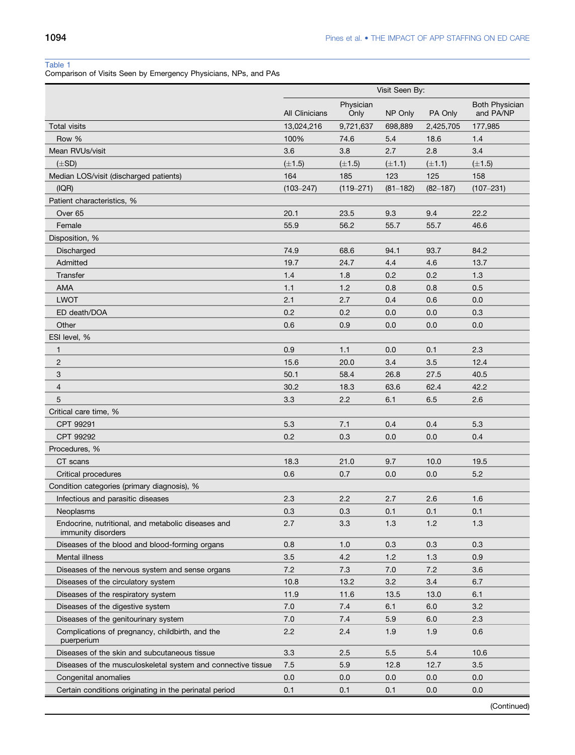Table 1
Comparison of Visits Seen by Emergency Physicians, NPs, and PAs

| | Visit Seen By: | | | | |
|---|---|---|---|---|---|
| | All Clinicians | Physician Only | NP Only | PA Only | Both Physician and PA/NP |
| Total visits | 13,024,216 | 9,721,637 | 698,889 | 2,425,705 | 177,985 |
| Row % | 100% | 74.6 | 5.4 | 18.6 | 1.4 |
| Mean RVUs/visit | 3.6 | 3.8 | 2.7 | 2.8 | 3.4 |
| (±SD) | (±1.5) | (±1.5) | (±1.1) | (±1.1) | (±1.5) |
| Median LOS/visit (discharged patients) | 164 | 185 | 123 | 125 | 158 |
| (IQR) | (103–247) | (119–271) | (81–182) | (82–187) | (107–231) |
| Patient characteristics, % | | | | | |
| Over 65 | 20.1 | 23.5 | 9.3 | 9.4 | 22.2 |
| Female | 55.9 | 56.2 | 55.7 | 55.7 | 46.6 |
| Disposition, % | | | | | |
| Discharged | 74.9 | 68.6 | 94.1 | 93.7 | 84.2 |
| Admitted | 19.7 | 24.7 | 4.4 | 4.6 | 13.7 |
| Transfer | 1.4 | 1.8 | 0.2 | 0.2 | 1.3 |
| AMA | 1.1 | 1.2 | 0.8 | 0.8 | 0.5 |
| LWOT | 2.1 | 2.7 | 0.4 | 0.6 | 0.0 |
| ED death/DOA | 0.2 | 0.2 | 0.0 | 0.0 | 0.3 |
| Other | 0.6 | 0.9 | 0.0 | 0.0 | 0.0 |
| ESI level, % | | | | | |
| 1 | 0.9 | 1.1 | 0.0 | 0.1 | 2.3 |
| 2 | 15.6 | 20.0 | 3.4 | 3.5 | 12.4 |
| 3 | 50.1 | 58.4 | 26.8 | 27.5 | 40.5 |
| 4 | 30.2 | 18.3 | 63.6 | 62.4 | 42.2 |
| 5 | 3.3 | 2.2 | 6.1 | 6.5 | 2.6 |
| Critical care time, % | | | | | |
| CPT 99291 | 5.3 | 7.1 | 0.4 | 0.4 | 5.3 |
| CPT 99292 | 0.2 | 0.3 | 0.0 | 0.0 | 0.4 |
| Procedures, % | | | | | |
| CT scans | 18.3 | 21.0 | 9.7 | 10.0 | 19.5 |
| Critical procedures | 0.6 | 0.7 | 0.0 | 0.0 | 5.2 |
| Condition categories (primary diagnosis), % | | | | | |
| Infectious and parasitic diseases | 2.3 | 2.2 | 2.7 | 2.6 | 1.6 |
| Neoplasms | 0.3 | 0.3 | 0.1 | 0.1 | 0.1 |
| Endocrine, nutritional, and metabolic diseases and immunity disorders | 2.7 | 3.3 | 1.3 | 1.2 | 1.3 |
| Diseases of the blood and blood-forming organs | 0.8 | 1.0 | 0.3 | 0.3 | 0.3 |
| Mental illness | 3.5 | 4.2 | 1.2 | 1.3 | 0.9 |
| Diseases of the nervous system and sense organs | 7.2 | 7.3 | 7.0 | 7.2 | 3.6 |
| Diseases of the circulatory system | 10.8 | 13.2 | 3.2 | 3.4 | 6.7 |
| Diseases of the respiratory system | 11.9 | 11.6 | 13.5 | 13.0 | 6.1 |
| Diseases of the digestive system | 7.0 | 7.4 | 6.1 | 6.0 | 3.2 |
| Diseases of the genitourinary system | 7.0 | 7.4 | 5.9 | 6.0 | 2.3 |
| Complications of pregnancy, childbirth, and the puerperium | 2.2 | 2.4 | 1.9 | 1.9 | 0.6 |
| Diseases of the skin and subcutaneous tissue | 3.3 | 2.5 | 5.5 | 5.4 | 10.6 |
| Diseases of the musculoskeletal system and connective tissue | 7.5 | 5.9 | 12.8 | 12.7 | 3.5 |
| Congenital anomalies | 0.0 | 0.0 | 0.0 | 0.0 | 0.0 |
| Certain conditions originating in the perinatal period | 0.1 | 0.1 | 0.1 | 0.0 | 0.0 |

(Continued)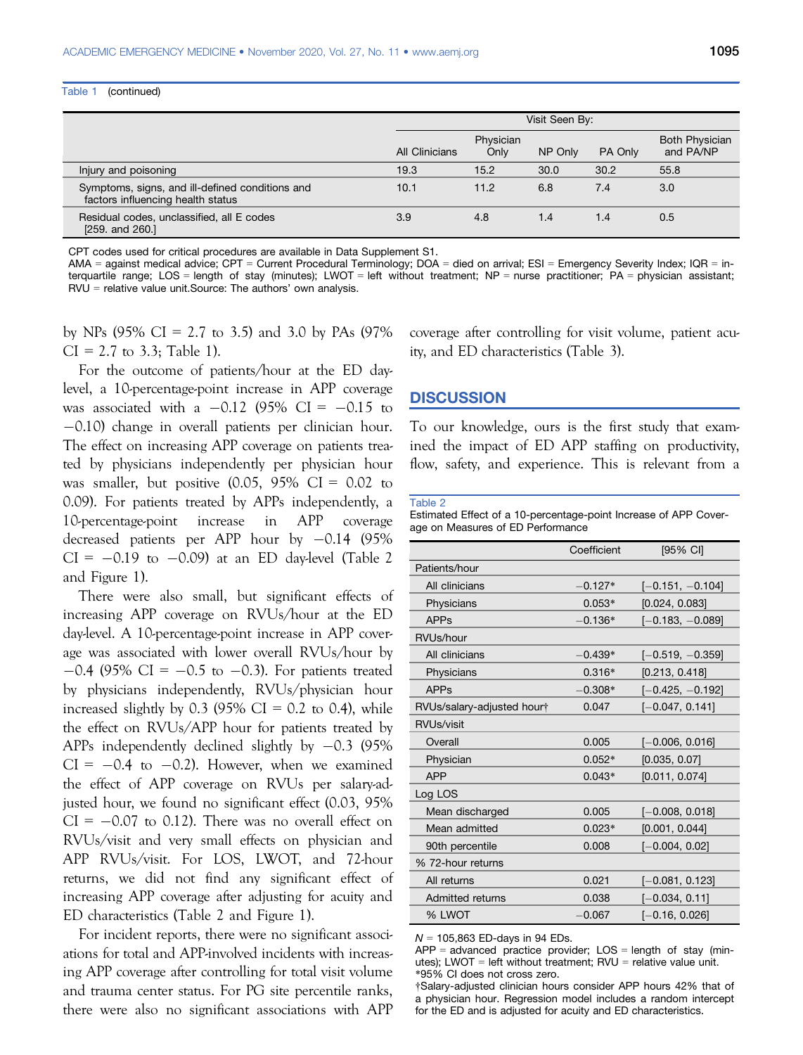Table 1 (continued)

| | Visit Seen By: | | | | |
|---|---|---|---|---|---|
| | All Clinicians | Physician Only | NP Only | PA Only | Both Physician and PA/NP |
| Injury and poisoning | 19.3 | 15.2 | 30.0 | 30.2 | 55.8 |
| Symptoms, signs, and ill-defined conditions and factors influencing health status | 10.1 | 11.2 | 6.8 | 7.4 | 3.0 |
| Residual codes, unclassified, all E codes [259. and 260.] | 3.9 | 4.8 | 1.4 | 1.4 | 0.5 |

CPT codes used for critical procedures are available in Data Supplement S1.
AMA = against medical advice; CPT = Current Procedural Terminology; DOA = died on arrival; ESI = Emergency Severity Index; IQR = interquartile range; LOS = length of stay (minutes); LWOT = left without treatment; NP = nurse practitioner; PA = physician assistant; RVU = relative value unit.Source: The authors' own analysis.

by NPs (95% CI = 2.7 to 3.5) and 3.0 by PAs (97% CI = 2.7 to 3.3; Table 1).

For the outcome of patients/hour at the ED day-level, a 10-percentage-point increase in APP coverage was associated with a −0.12 (95% CI = −0.15 to −0.10) change in overall patients per clinician hour. The effect on increasing APP coverage on patients treated by physicians independently per physician hour was smaller, but positive (0.05, 95% CI = 0.02 to 0.09). For patients treated by APPs independently, a 10-percentage-point increase in APP coverage decreased patients per APP hour by −0.14 (95% CI = −0.19 to −0.09) at an ED day-level (Table 2 and Figure 1).

There were also small, but significant effects of increasing APP coverage on RVUs/hour at the ED day-level. A 10-percentage-point increase in APP coverage was associated with lower overall RVUs/hour by −0.4 (95% CI = −0.5 to −0.3). For patients treated by physicians independently, RVUs/physician hour increased slightly by 0.3 (95% CI = 0.2 to 0.4), while the effect on RVUs/APP hour for patients treated by APPs independently declined slightly by −0.3 (95% CI = −0.4 to −0.2). However, when we examined the effect of APP coverage on RVUs per salary-adjusted hour, we found no significant effect (0.03, 95% CI = −0.07 to 0.12). There was no overall effect on RVUs/visit and very small effects on physician and APP RVUs/visit. For LOS, LWOT, and 72-hour returns, we did not find any significant effect of increasing APP coverage after adjusting for acuity and ED characteristics (Table 2 and Figure 1).

For incident reports, there were no significant associations for total and APP-involved incidents with increasing APP coverage after controlling for total visit volume and trauma center status. For PG site percentile ranks, there were also no significant associations with APP coverage after controlling for visit volume, patient acuity, and ED characteristics (Table 3).

## DISCUSSION

To our knowledge, ours is the first study that examined the impact of ED APP staffing on productivity, flow, safety, and experience. This is relevant from a

Table 2
Estimated Effect of a 10-percentage-point Increase of APP Coverage on Measures of ED Performance

| | Coefficient | [95% CI] |
|---|---|---|
| Patients/hour | | |
| All clinicians | −0.127* | [−0.151, −0.104] |
| Physicians | 0.053* | [0.024, 0.083] |
| APPs | −0.136* | [−0.183, −0.089] |
| RVUs/hour | | |
| All clinicians | −0.439* | [−0.519, −0.359] |
| Physicians | 0.316* | [0.213, 0.418] |
| APPs | −0.308* | [−0.425, −0.192] |
| RVUs/salary-adjusted hour† | 0.047 | [−0.047, 0.141] |
| RVUs/visit | | |
| Overall | 0.005 | [−0.006, 0.016] |
| Physician | 0.052* | [0.035, 0.07] |
| APP | 0.043* | [0.011, 0.074] |
| Log LOS | | |
| Mean discharged | 0.005 | [−0.008, 0.018] |
| Mean admitted | 0.023* | [0.001, 0.044] |
| 90th percentile | 0.008 | [−0.004, 0.02] |
| % 72-hour returns | | |
| All returns | 0.021 | [−0.081, 0.123] |
| Admitted returns | 0.038 | [−0.034, 0.11] |
| % LWOT | −0.067 | [−0.16, 0.026] |

N = 105,863 ED-days in 94 EDs.
APP = advanced practice provider; LOS = length of stay (minutes); LWOT = left without treatment; RVU = relative value unit.
*95% CI does not cross zero.
†Salary-adjusted clinician hours consider APP hours 42% that of a physician hour. Regression model includes a random intercept for the ED and is adjusted for acuity and ED characteristics.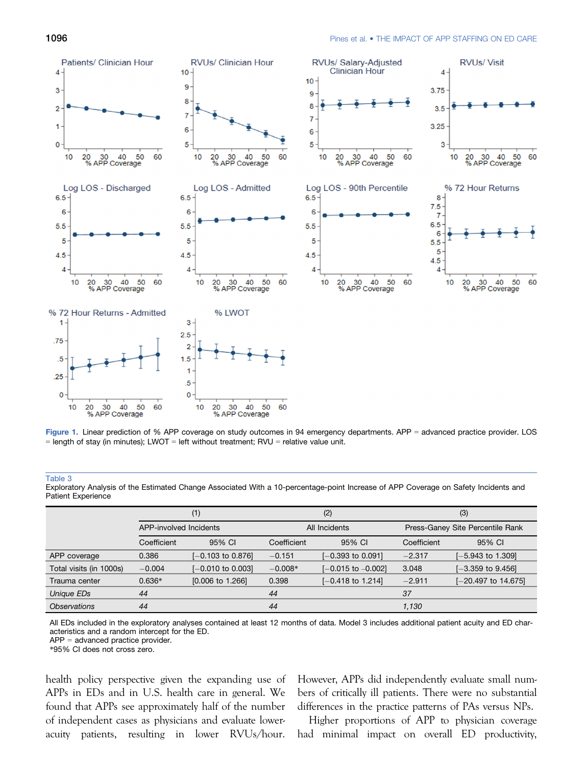Figure 1. Linear prediction of % APP coverage on study outcomes in 94 emergency departments. APP = advanced practice provider. LOS = length of stay (in minutes); LWOT = left without treatment; RVU = relative value unit.

Table 3
Exploratory Analysis of the Estimated Change Associated With a 10-percentage-point Increase of APP Coverage on Safety Incidents and Patient Experience

| | (1) | | (2) | | (3) | |
|---|---|---|---|---|---|---|
| | APP-involved Incidents | | All Incidents | | Press-Ganey Site Percentile Rank | |
| | Coefficient | 95% CI | Coefficient | 95% CI | Coefficient | 95% CI |
| APP coverage | 0.386 | [−0.103 to 0.876] | −0.151 | [−0.393 to 0.091] | −2.317 | [−5.943 to 1.309] |
| Total visits (in 1000s) | −0.004 | [−0.010 to 0.003] | −0.008* | [−0.015 to −0.002] | 3.048 | [−3.359 to 9.456] |
| Trauma center | 0.636* | [0.006 to 1.266] | 0.398 | [−0.418 to 1.214] | −2.911 | [−20.497 to 14.675] |
| *Unique EDs* | *44* | | *44* | | *37* | |
| *Observations* | *44* | | *44* | | *1,130* | |

All EDs included in the exploratory analyses contained at least 12 months of data. Model 3 includes additional patient acuity and ED characteristics and a random intercept for the ED.
APP = advanced practice provider.
*95% CI does not cross zero.

health policy perspective given the expanding use of APPs in EDs and in U.S. health care in general. We found that APPs see approximately half of the number of independent cases as physicians and evaluate lower-acuity patients, resulting in lower RVUs/hour. However, APPs did independently evaluate small numbers of critically ill patients. There were no substantial differences in the practice patterns of PAs versus NPs.

Higher proportions of APP to physician coverage had minimal impact on overall ED productivity,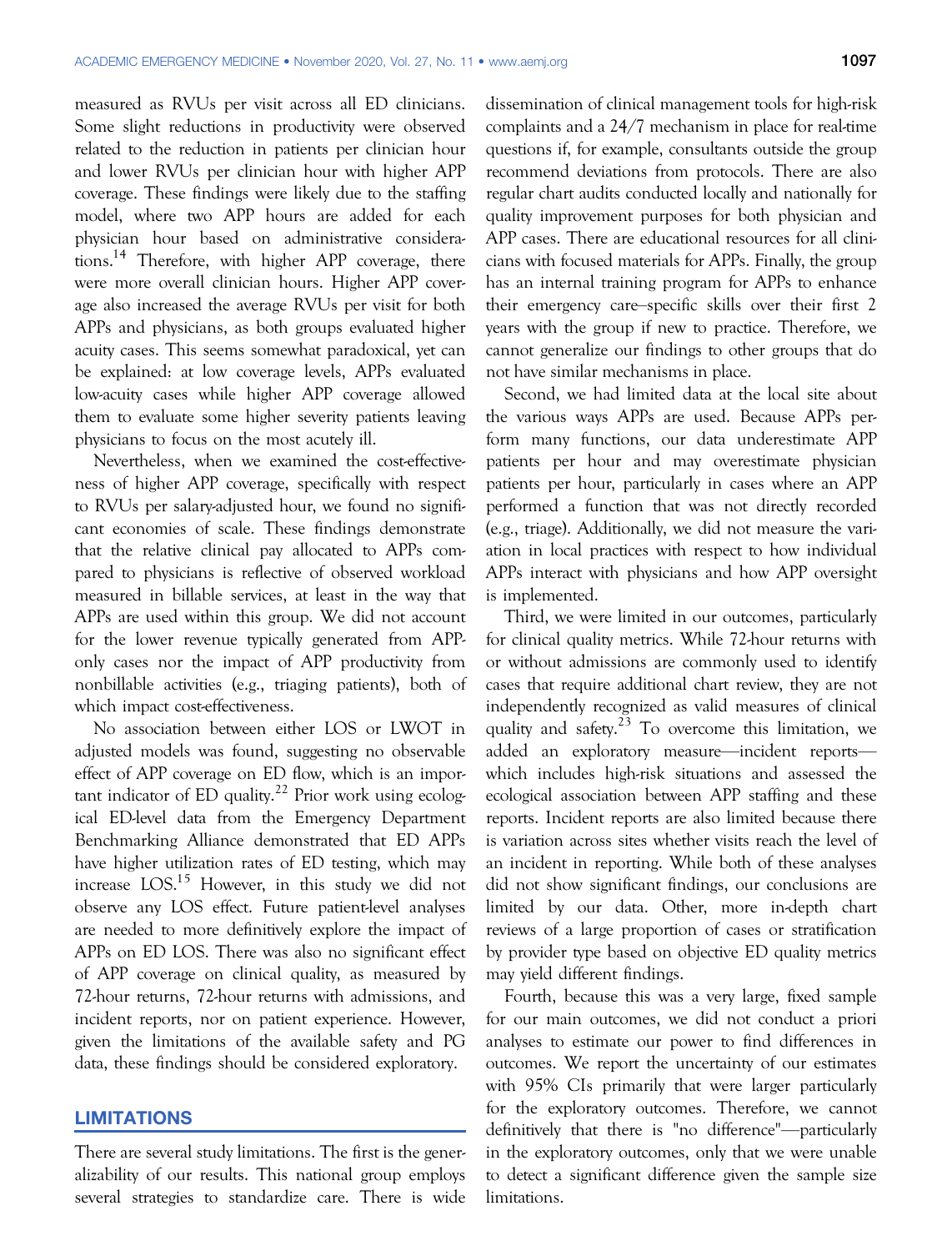measured as RVUs per visit across all ED clinicians. Some slight reductions in productivity were observed related to the reduction in patients per clinician hour and lower RVUs per clinician hour with higher APP coverage. These findings were likely due to the staffing model, where two APP hours are added for each physician hour based on administrative considerations.[14] Therefore, with higher APP coverage, there were more overall clinician hours. Higher APP coverage also increased the average RVUs per visit for both APPs and physicians, as both groups evaluated higher acuity cases. This seems somewhat paradoxical, yet can be explained: at low coverage levels, APPs evaluated low-acuity cases while higher APP coverage allowed them to evaluate some higher severity patients leaving physicians to focus on the most acutely ill.

Nevertheless, when we examined the cost-effectiveness of higher APP coverage, specifically with respect to RVUs per salary-adjusted hour, we found no significant economies of scale. These findings demonstrate that the relative clinical pay allocated to APPs compared to physicians is reflective of observed workload measured in billable services, at least in the way that APPs are used within this group. We did not account for the lower revenue typically generated from APP-only cases nor the impact of APP productivity from nonbillable activities (e.g., triaging patients), both of which impact cost-effectiveness.

No association between either LOS or LWOT in adjusted models was found, suggesting no observable effect of APP coverage on ED flow, which is an important indicator of ED quality.[22] Prior work using ecological ED-level data from the Emergency Department Benchmarking Alliance demonstrated that ED APPs have higher utilization rates of ED testing, which may increase LOS.[15] However, in this study we did not observe any LOS effect. Future patient-level analyses are needed to more definitively explore the impact of APPs on ED LOS. There was also no significant effect of APP coverage on clinical quality, as measured by 72-hour returns, 72-hour returns with admissions, and incident reports, nor on patient experience. However, given the limitations of the available safety and PG data, these findings should be considered exploratory.

## LIMITATIONS

There are several study limitations. The first is the generalizability of our results. This national group employs several strategies to standardize care. There is wide dissemination of clinical management tools for high-risk complaints and a 24/7 mechanism in place for real-time questions if, for example, consultants outside the group recommend deviations from protocols. There are also regular chart audits conducted locally and nationally for quality improvement purposes for both physician and APP cases. There are educational resources for all clinicians with focused materials for APPs. Finally, the group has an internal training program for APPs to enhance their emergency care–specific skills over their first 2 years with the group if new to practice. Therefore, we cannot generalize our findings to other groups that do not have similar mechanisms in place.

Second, we had limited data at the local site about the various ways APPs are used. Because APPs perform many functions, our data underestimate APP patients per hour and may overestimate physician patients per hour, particularly in cases where an APP performed a function that was not directly recorded (e.g., triage). Additionally, we did not measure the variation in local practices with respect to how individual APPs interact with physicians and how APP oversight is implemented.

Third, we were limited in our outcomes, particularly for clinical quality metrics. While 72-hour returns with or without admissions are commonly used to identify cases that require additional chart review, they are not independently recognized as valid measures of clinical quality and safety.[23] To overcome this limitation, we added an exploratory measure—incident reports—which includes high-risk situations and assessed the ecological association between APP staffing and these reports. Incident reports are also limited because there is variation across sites whether visits reach the level of an incident in reporting. While both of these analyses did not show significant findings, our conclusions are limited by our data. Other, more in-depth chart reviews of a large proportion of cases or stratification by provider type based on objective ED quality metrics may yield different findings.

Fourth, because this was a very large, fixed sample for our main outcomes, we did not conduct a priori analyses to estimate our power to find differences in outcomes. We report the uncertainty of our estimates with 95% CIs primarily that were larger particularly for the exploratory outcomes. Therefore, we cannot definitively that there is "no difference"—particularly in the exploratory outcomes, only that we were unable to detect a significant difference given the sample size limitations.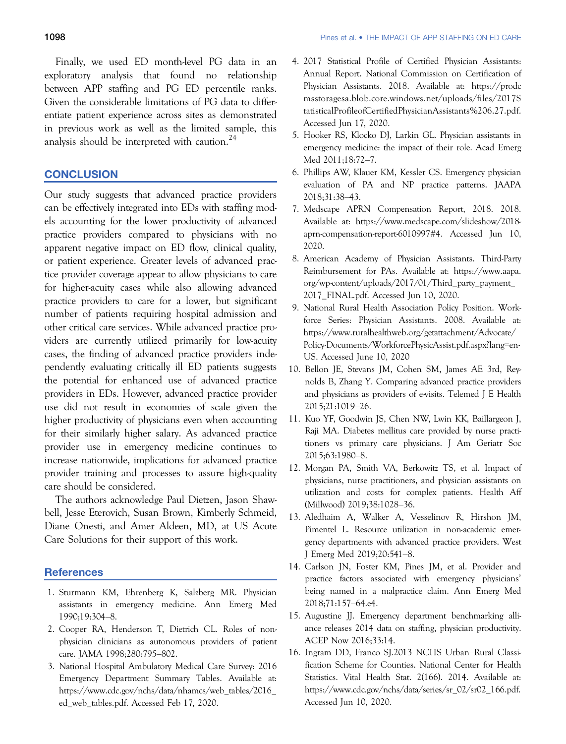Finally, we used ED month-level PG data in an exploratory analysis that found no relationship between APP staffing and PG ED percentile ranks. Given the considerable limitations of PG data to differentiate patient experience across sites as demonstrated in previous work as well as the limited sample, this analysis should be interpreted with caution.[24]

## CONCLUSION

Our study suggests that advanced practice providers can be effectively integrated into EDs with staffing models accounting for the lower productivity of advanced practice providers compared to physicians with no apparent negative impact on ED flow, clinical quality, or patient experience. Greater levels of advanced practice provider coverage appear to allow physicians to care for higher-acuity cases while also allowing advanced practice providers to care for a lower, but significant number of patients requiring hospital admission and other critical care services. While advanced practice providers are currently utilized primarily for low-acuity cases, the finding of advanced practice providers independently evaluating critically ill ED patients suggests the potential for enhanced use of advanced practice providers in EDs. However, advanced practice provider use did not result in economies of scale given the higher productivity of physicians even when accounting for their similarly higher salary. As advanced practice provider use in emergency medicine continues to increase nationwide, implications for advanced practice provider training and processes to assure high-quality care should be considered.

The authors acknowledge Paul Dietzen, Jason Shawbell, Jesse Eterovich, Susan Brown, Kimberly Schmeid, Diane Onesti, and Amer Aldeen, MD, at US Acute Care Solutions for their support of this work.

## References

1. Sturmann KM, Ehrenberg K, Salzberg MR. Physician assistants in emergency medicine. Ann Emerg Med 1990;19:304–8.
2. Cooper RA, Henderson T, Dietrich CL. Roles of nonphysician clinicians as autonomous providers of patient care. JAMA 1998;280:795–802.
3. National Hospital Ambulatory Medical Care Survey: 2016 Emergency Department Summary Tables. Available at: https://www.cdc.gov/nchs/data/nhamcs/web_tables/2016_ed_web_tables.pdf. Accessed Feb 17, 2020.
4. 2017 Statistical Profile of Certified Physician Assistants: Annual Report. National Commission on Certification of Physician Assistants. 2018. Available at: https://prodcmsstoragesa.blob.core.windows.net/uploads/files/2017StatisticalProfileofCertifiedPhysicianAssistants%206.27.pdf. Accessed Jun 17, 2020.
5. Hooker RS, Klocko DJ, Larkin GL. Physician assistants in emergency medicine: the impact of their role. Acad Emerg Med 2011;18:72–7.
6. Phillips AW, Klauer KM, Kessler CS. Emergency physician evaluation of PA and NP practice patterns. JAAPA 2018;31:38–43.
7. Medscape APRN Compensation Report, 2018. 2018. Available at: https://www.medscape.com/slideshow/2018-aprn-compensation-report-6010997#4. Accessed Jun 10, 2020.
8. American Academy of Physician Assistants. Third-Party Reimbursement for PAs. Available at: https://www.aapa.org/wp-content/uploads/2017/01/Third_party_payment_2017_FINAL.pdf. Accessed Jun 10, 2020.
9. National Rural Health Association Policy Position. Workforce Series: Physician Assistants. 2008. Available at: https://www.ruralhealthweb.org/getattachment/Advocate/Policy-Documents/WorkforcePhysicAssist.pdf.aspx?lang=en-US. Accessed June 10, 2020
10. Bellon JE, Stevans JM, Cohen SM, James AE 3rd, Reynolds B, Zhang Y. Comparing advanced practice providers and physicians as providers of e-visits. Telemed J E Health 2015;21:1019–26.
11. Kuo YF, Goodwin JS, Chen NW, Lwin KK, Baillargeon J, Raji MA. Diabetes mellitus care provided by nurse practitioners vs primary care physicians. J Am Geriatr Soc 2015;63:1980–8.
12. Morgan PA, Smith VA, Berkowitz TS, et al. Impact of physicians, nurse practitioners, and physician assistants on utilization and costs for complex patients. Health Aff (Millwood) 2019;38:1028–36.
13. Aledhaim A, Walker A, Vesselinov R, Hirshon JM, Pimentel L. Resource utilization in non-academic emergency departments with advanced practice providers. West J Emerg Med 2019;20:541–8.
14. Carlson JN, Foster KM, Pines JM, et al. Provider and practice factors associated with emergency physicians' being named in a malpractice claim. Ann Emerg Med 2018;71:157–64.e4.
15. Augustine JJ. Emergency department benchmarking alliance releases 2014 data on staffing, physician productivity. ACEP Now 2016;33:14.
16. Ingram DD, Franco SJ.2013 NCHS Urban–Rural Classification Scheme for Counties. National Center for Health Statistics. Vital Health Stat. 2(166). 2014. Available at: https://www.cdc.gov/nchs/data/series/sr_02/sr02_166.pdf. Accessed Jun 10, 2020.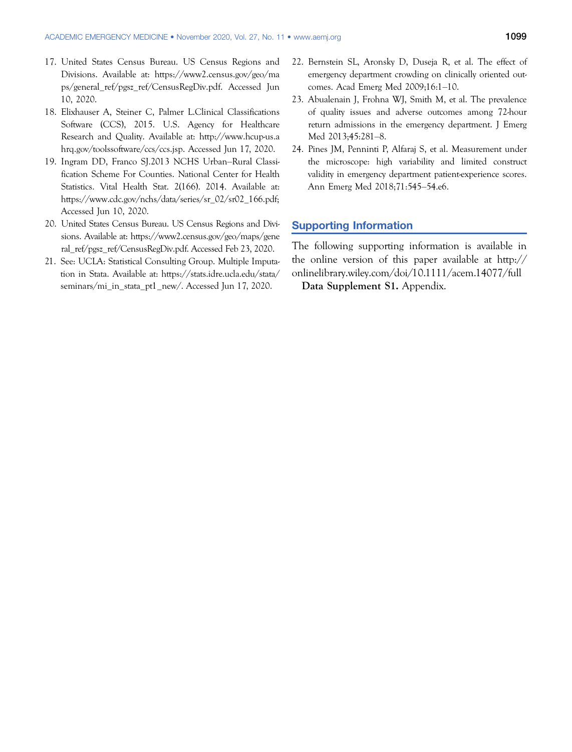17. United States Census Bureau. US Census Regions and Divisions. Available at: https://www2.census.gov/geo/maps/general_ref/pgsz_ref/CensusRegDiv.pdf. Accessed Jun 10, 2020.
18. Elixhauser A, Steiner C, Palmer L.Clinical Classifications Software (CCS), 2015. U.S. Agency for Healthcare Research and Quality. Available at: http://www.hcup-us.ahrq.gov/toolssoftware/ccs/ccs.jsp. Accessed Jun 17, 2020.
19. Ingram DD, Franco SJ.2013 NCHS Urban–Rural Classification Scheme For Counties. National Center for Health Statistics. Vital Health Stat. 2(166). 2014. Available at: https://www.cdc.gov/nchs/data/series/sr_02/sr02_166.pdf; Accessed Jun 10, 2020.
20. United States Census Bureau. US Census Regions and Divisions. Available at: https://www2.census.gov/geo/maps/general_ref/pgsz_ref/CensusRegDiv.pdf. Accessed Feb 23, 2020.
21. See: UCLA: Statistical Consulting Group. Multiple Imputation in Stata. Available at: https://stats.idre.ucla.edu/stata/seminars/mi_in_stata_pt1_new/. Accessed Jun 17, 2020.
22. Bernstein SL, Aronsky D, Duseja R, et al. The effect of emergency department crowding on clinically oriented outcomes. Acad Emerg Med 2009;16:1–10.
23. Abualenain J, Frohna WJ, Smith M, et al. The prevalence of quality issues and adverse outcomes among 72-hour return admissions in the emergency department. J Emerg Med 2013;45:281–8.
24. Pines JM, Penninti P, Alfaraj S, et al. Measurement under the microscope: high variability and limited construct validity in emergency department patient-experience scores. Ann Emerg Med 2018;71:545–54.e6.

## Supporting Information

The following supporting information is available in the online version of this paper available at http://onlinelibrary.wiley.com/doi/10.1111/acem.14077/full

**Data Supplement S1.** Appendix.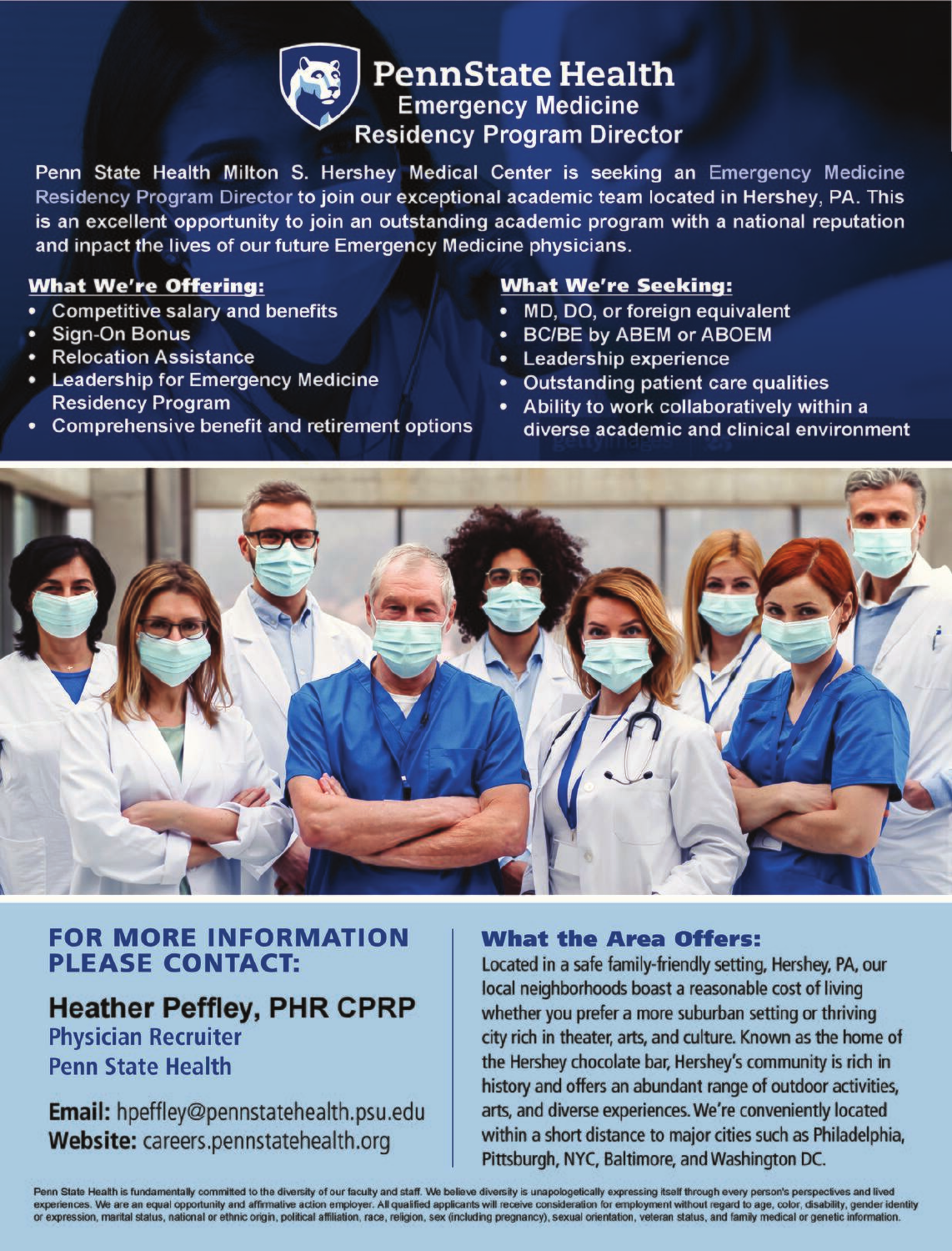# PennState Health

## Emergency Medicine Residency Program Director

Penn State Health Milton S. Hershey Medical Center is seeking an Emergency Medicine Residency Program Director to join our exceptional academic team located in Hershey, PA. This is an excellent opportunity to join an outstanding academic program with a national reputation and inpact the lives of our future Emergency Medicine physicians.

### What We're Offering:

- Competitive salary and benefits
- Sign-On Bonus
- Relocation Assistance
- Leadership for Emergency Medicine Residency Program
- Comprehensive benefit and retirement options

### What We're Seeking:

- MD, DO, or foreign equivalent
- BC/BE by ABEM or ABOEM
- Leadership experience
- Outstanding patient care qualities
- Ability to work collaboratively within a diverse academic and clinical environment

## FOR MORE INFORMATION PLEASE CONTACT:

**Heather Peffley, PHR CPRP**
Physician Recruiter
Penn State Health

**Email:** hpeffley@pennstatehealth.psu.edu
**Website:** careers.pennstatehealth.org

### What the Area Offers:

Located in a safe family-friendly setting, Hershey, PA, our local neighborhoods boast a reasonable cost of living whether you prefer a more suburban setting or thriving city rich in theater, arts, and culture. Known as the home of the Hershey chocolate bar, Hershey's community is rich in history and offers an abundant range of outdoor activities, arts, and diverse experiences. We're conveniently located within a short distance to major cities such as Philadelphia, Pittsburgh, NYC, Baltimore, and Washington DC.

Penn State Health is fundamentally committed to the diversity of our faculty and staff. We believe diversity is unapologetically expressing itself through every person's perspectives and lived experiences. We are an equal opportunity and affirmative action employer. All qualified applicants will receive consideration for employment without regard to age, color, disability, gender identity or expression, marital status, national or ethnic origin, political affiliation, race, religion, sex (including pregnancy), sexual orientation, veteran status, and family medical or genetic information.